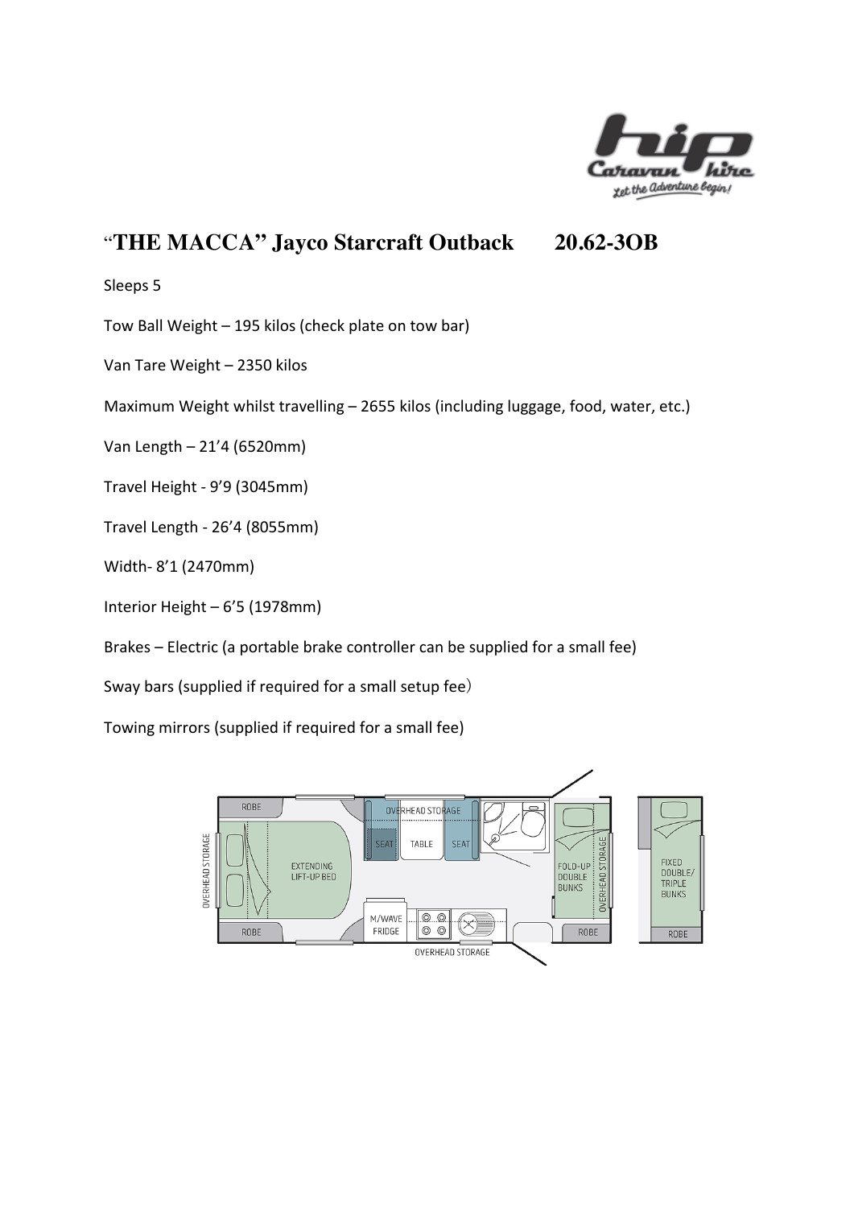# "THE MACCA" Jayco Starcraft Outback 20.62-3OB

Sleeps 5

Tow Ball Weight – 195 kilos (check plate on tow bar)

Van Tare Weight – 2350 kilos

Maximum Weight whilst travelling – 2655 kilos (including luggage, food, water, etc.)

Van Length – 21'4 (6520mm)

Travel Height - 9'9 (3045mm)

Travel Length - 26'4 (8055mm)

Width- 8'1 (2470mm)

Interior Height – 6'5 (1978mm)

Brakes – Electric (a portable brake controller can be supplied for a small fee)

Sway bars (supplied if required for a small setup fee)

Towing mirrors (supplied if required for a small fee)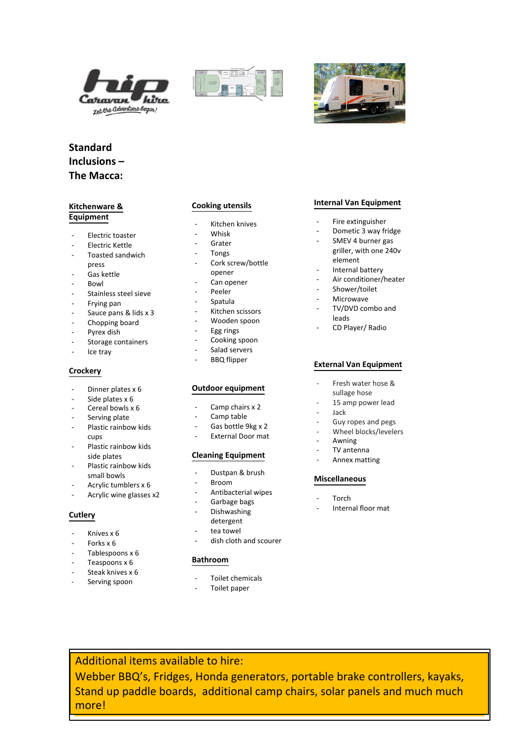# Standard Inclusions – The Macca:

## Kitchenware & Equipment

- Electric toaster
- Electric Kettle
- Toasted sandwich press
- Gas kettle
- Bowl
- Stainless steel sieve
- Frying pan
- Sauce pans & lids x 3
- Chopping board
- Pyrex dish
- Storage containers
- Ice tray

## Crockery

- Dinner plates x 6
- Side plates x 6
- Cereal bowls x 6
- Serving plate
- Plastic rainbow kids cups
- Plastic rainbow kids side plates
- Plastic rainbow kids small bowls
- Acrylic tumblers x 6
- Acrylic wine glasses x2

## Cutlery

- Knives x 6
- Forks x 6
- Tablespoons x 6
- Teaspoons x 6
- Steak knives x 6
- Serving spoon

## Cooking utensils

- Kitchen knives
- Whisk
- Grater
- Tongs
- Cork screw/bottle opener
- Can opener
- Peeler
- Spatula
- Kitchen scissors
- Wooden spoon
- Egg rings
- Cooking spoon
- Salad servers
- BBQ flipper

## Outdoor equipment

- Camp chairs x 2
- Camp table
- Gas bottle 9kg x 2
- External Door mat

## Cleaning Equipment

- Dustpan & brush
- Broom
- Antibacterial wipes
- Garbage bags
- Dishwashing detergent
- tea towel
- dish cloth and scourer

## Bathroom

- Toilet chemicals
- Toilet paper

## Internal Van Equipment

- Fire extinguisher
- Dometic 3 way fridge
- SMEV 4 burner gas griller, with one 240v element
- Internal battery
- Air conditioner/heater
- Shower/toilet
- Microwave
- TV/DVD combo and leads
- CD Player/ Radio

## External Van Equipment

- Fresh water hose & sullage hose
- 15 amp power lead
- Jack
- Guy ropes and pegs
- Wheel blocks/levelers
- Awning
- TV antenna
- Annex matting

## Miscellaneous

- Torch
- Internal floor mat

Additional items available to hire:
Webber BBQ's, Fridges, Honda generators, portable brake controllers, kayaks, Stand up paddle boards, additional camp chairs, solar panels and much much more!